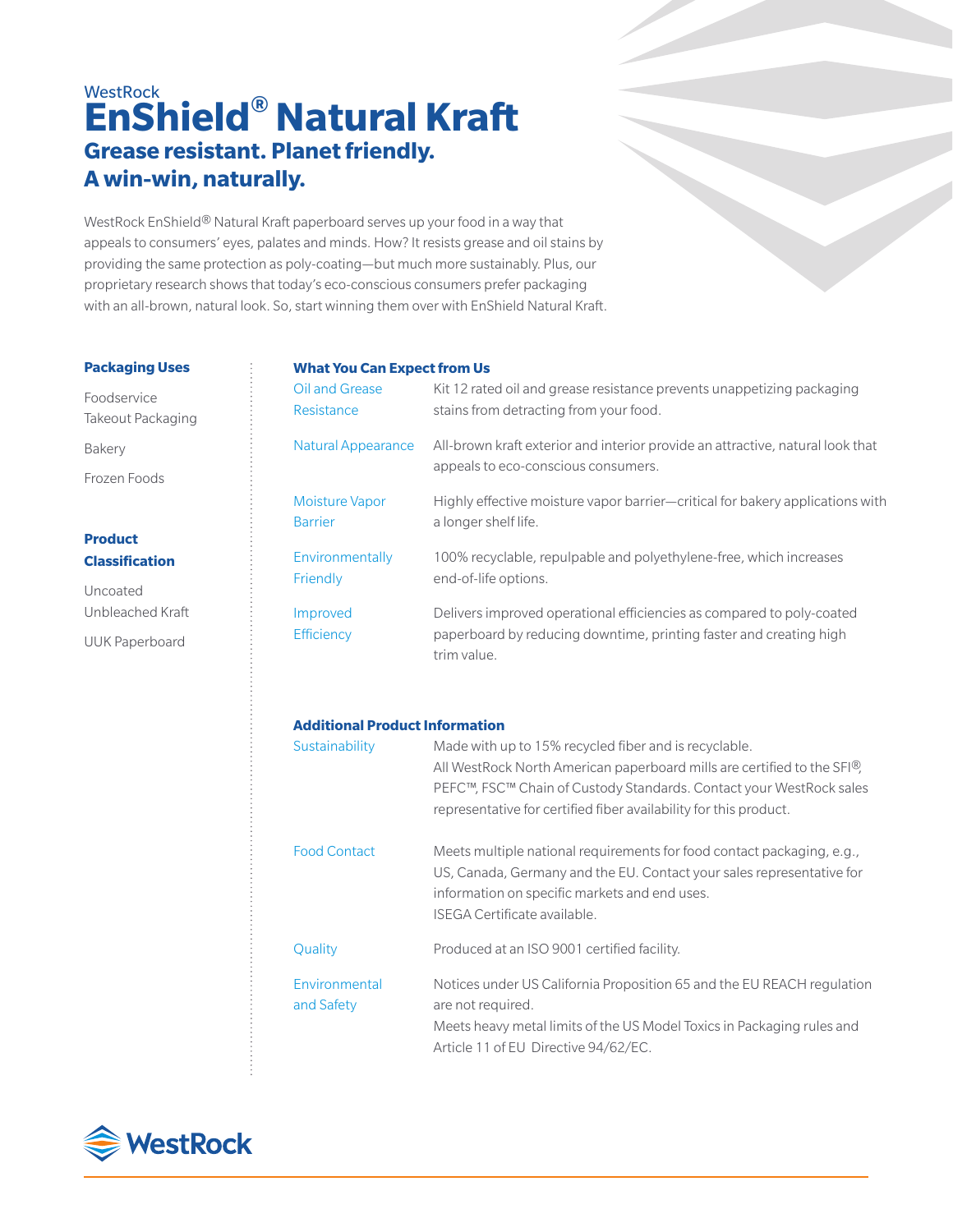WestRock

# EnShield® Natural Kraft

## Grease resistant. Planet friendly. A win-win, naturally.

WestRock EnShield® Natural Kraft paperboard serves up your food in a way that appeals to consumers' eyes, palates and minds. How? It resists grease and oil stains by providing the same protection as poly-coating—but much more sustainably. Plus, our proprietary research shows that today's eco-conscious consumers prefer packaging with an all-brown, natural look. So, start winning them over with EnShield Natural Kraft.

### Packaging Uses

Foodservice Takeout Packaging

Bakery

Frozen Foods

### Product Classification

Uncoated Unbleached Kraft

UUK Paperboard

### What You Can Expect from Us

| | |
|---|---|
| Oil and Grease Resistance | Kit 12 rated oil and grease resistance prevents unappetizing packaging stains from detracting from your food. |
| Natural Appearance | All-brown kraft exterior and interior provide an attractive, natural look that appeals to eco-conscious consumers. |
| Moisture Vapor Barrier | Highly effective moisture vapor barrier—critical for bakery applications with a longer shelf life. |
| Environmentally Friendly | 100% recyclable, repulpable and polyethylene-free, which increases end-of-life options. |
| Improved Efficiency | Delivers improved operational efficiencies as compared to poly-coated paperboard by reducing downtime, printing faster and creating high trim value. |

### Additional Product Information

| | |
|---|---|
| Sustainability | Made with up to 15% recycled fiber and is recyclable. All WestRock North American paperboard mills are certified to the SFI®, PEFC™, FSC™ Chain of Custody Standards. Contact your WestRock sales representative for certified fiber availability for this product. |
| Food Contact | Meets multiple national requirements for food contact packaging, e.g., US, Canada, Germany and the EU. Contact your sales representative for information on specific markets and end uses. ISEGA Certificate available. |
| Quality | Produced at an ISO 9001 certified facility. |
| Environmental and Safety | Notices under US California Proposition 65 and the EU REACH regulation are not required. Meets heavy metal limits of the US Model Toxics in Packaging rules and Article 11 of EU Directive 94/62/EC. |

WestRock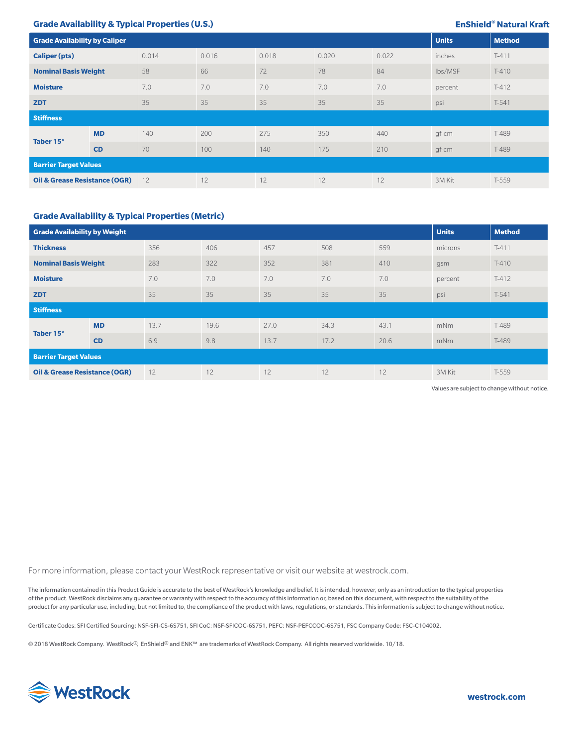## Grade Availability & Typical Properties (U.S.)

**EnShield® Natural Kraft**

| Grade Availability by Caliper | | | | | | | Units | Method |
|---|---|---|---|---|---|---|---|---|
| **Caliper (pts)** | | 0.014 | 0.016 | 0.018 | 0.020 | 0.022 | inches | T-411 |
| **Nominal Basis Weight** | | 58 | 66 | 72 | 78 | 84 | lbs/MSF | T-410 |
| **Moisture** | | 7.0 | 7.0 | 7.0 | 7.0 | 7.0 | percent | T-412 |
| **ZDT** | | 35 | 35 | 35 | 35 | 35 | psi | T-541 |
| **Stiffness** | | | | | | | | |
| **Taber 15°** | **MD** | 140 | 200 | 275 | 350 | 440 | gf-cm | T-489 |
| | **CD** | 70 | 100 | 140 | 175 | 210 | gf-cm | T-489 |
| **Barrier Target Values** | | | | | | | | |
| **Oil & Grease Resistance (OGR)** | | 12 | 12 | 12 | 12 | 12 | 3M Kit | T-559 |

## Grade Availability & Typical Properties (Metric)

| Grade Availability by Weight | | | | | | | Units | Method |
|---|---|---|---|---|---|---|---|---|
| **Thickness** | | 356 | 406 | 457 | 508 | 559 | microns | T-411 |
| **Nominal Basis Weight** | | 283 | 322 | 352 | 381 | 410 | gsm | T-410 |
| **Moisture** | | 7.0 | 7.0 | 7.0 | 7.0 | 7.0 | percent | T-412 |
| **ZDT** | | 35 | 35 | 35 | 35 | 35 | psi | T-541 |
| **Stiffness** | | | | | | | | |
| **Taber 15°** | **MD** | 13.7 | 19.6 | 27.0 | 34.3 | 43.1 | mNm | T-489 |
| | **CD** | 6.9 | 9.8 | 13.7 | 17.2 | 20.6 | mNm | T-489 |
| **Barrier Target Values** | | | | | | | | |
| **Oil & Grease Resistance (OGR)** | | 12 | 12 | 12 | 12 | 12 | 3M Kit | T-559 |

Values are subject to change without notice.

For more information, please contact your WestRock representative or visit our website at westrock.com.

The information contained in this Product Guide is accurate to the best of WestRock's knowledge and belief. It is intended, however, only as an introduction to the typical properties of the product. WestRock disclaims any guarantee or warranty with respect to the accuracy of this information or, based on this document, with respect to the suitability of the product for any particular use, including, but not limited to, the compliance of the product with laws, regulations, or standards. This information is subject to change without notice.

Certificate Codes: SFI Certified Sourcing: NSF-SFI-CS-6S751, SFI CoC: NSF-SFICOC-6S751, PEFC: NSF-PEFCCOC-6S751, FSC Company Code: FSC-C104002.

© 2018 WestRock Company. WestRock®, EnShield® and ENK™ are trademarks of WestRock Company. All rights reserved worldwide. 10/18.

WestRock

westrock.com